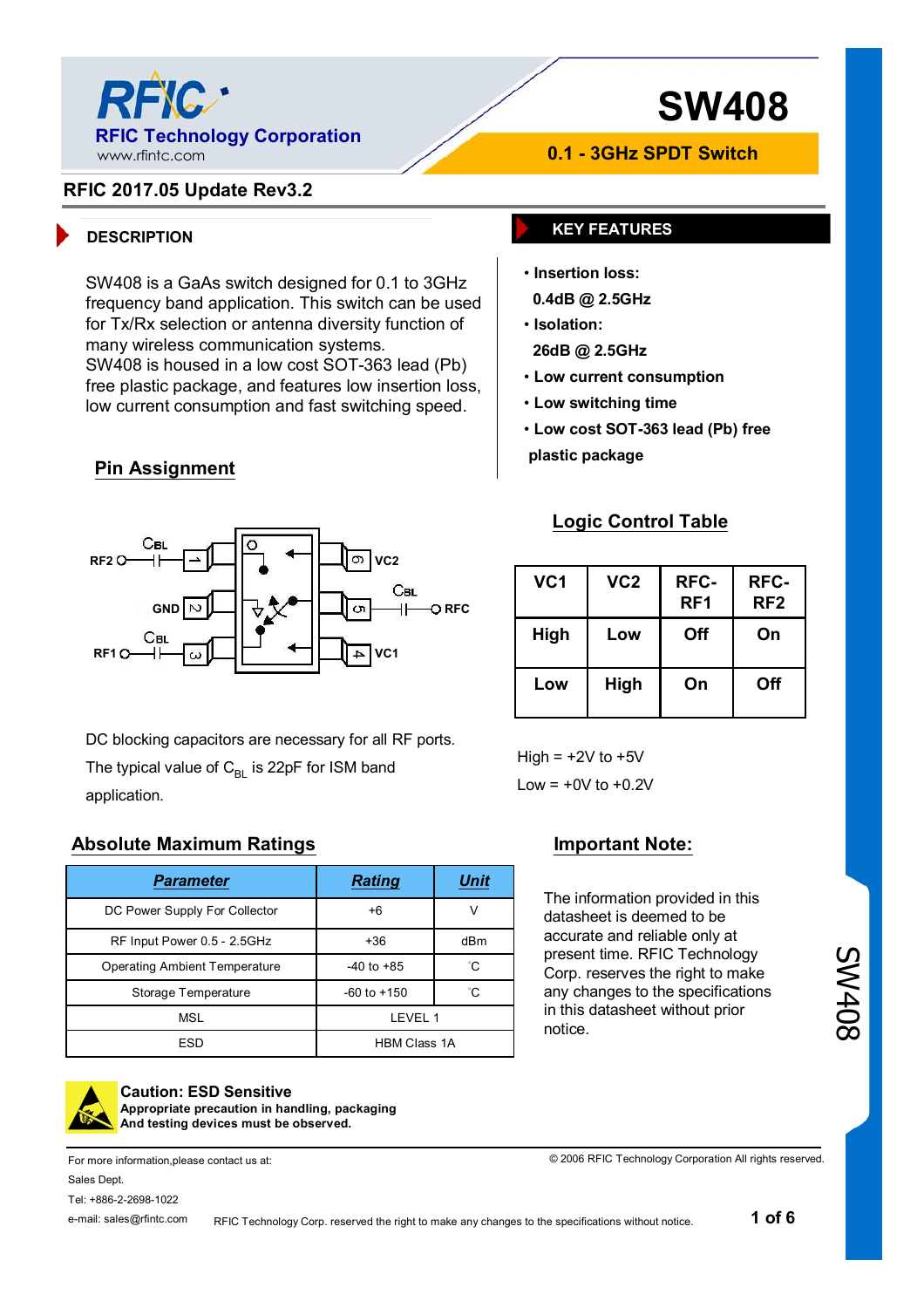**RFIC Technology Corporation**
www.rfintc.com

# SW408

**0.1 - 3GHz SPDT Switch**

**RFIC 2017.05 Update Rev3.2**

## DESCRIPTION

SW408 is a GaAs switch designed for 0.1 to 3GHz frequency band application. This switch can be used for Tx/Rx selection or antenna diversity function of many wireless communication systems.
SW408 is housed in a low cost SOT-363 lead (Pb) free plastic package, and features low insertion loss, low current consumption and fast switching speed.

## KEY FEATURES

- **Insertion loss:**
  **0.4dB @ 2.5GHz**
- **Isolation:**
  **26dB @ 2.5GHz**
- **Low current consumption**
- **Low switching time**
- **Low cost SOT-363 lead (Pb) free plastic package**

## Pin Assignment

RF2 — $C_{BL}$ — 1 | 6 — VC2
GND — 2 | 5 — $C_{BL}$ — RFC
RF1 — $C_{BL}$ — 3 | 4 — VC1

DC blocking capacitors are necessary for all RF ports. The typical value of $C_{BL}$ is 22pF for ISM band application.

## Logic Control Table

| VC1 | VC2 | RFC-RF1 | RFC-RF2 |
|---|---|---|---|
| High | Low | Off | On |
| Low | High | On | Off |

High = +2V to +5V
Low = +0V to +0.2V

## Absolute Maximum Ratings

| *Parameter* | *Rating* | *Unit* |
|---|---|---|
| DC Power Supply For Collector | +6 | V |
| RF Input Power 0.5 - 2.5GHz | +36 | dBm |
| Operating Ambient Temperature | -40 to +85 | ˚C |
| Storage Temperature | -60 to +150 | ˚C |
| MSL | LEVEL 1 | |
| ESD | HBM Class 1A | |

## Important Note:

The information provided in this datasheet is deemed to be accurate and reliable only at present time. RFIC Technology Corp. reserves the right to make any changes to the specifications in this datasheet without prior notice.

**Caution: ESD Sensitive**
**Appropriate precaution in handling, packaging And testing devices must be observed.**

For more information,please contact us at:
Sales Dept.
Tel: +886-2-2698-1022
e-mail: sales@rfintc.com

© 2006 RFIC Technology Corporation All rights reserved.
RFIC Technology Corp. reserved the right to make any changes to the specifications without notice.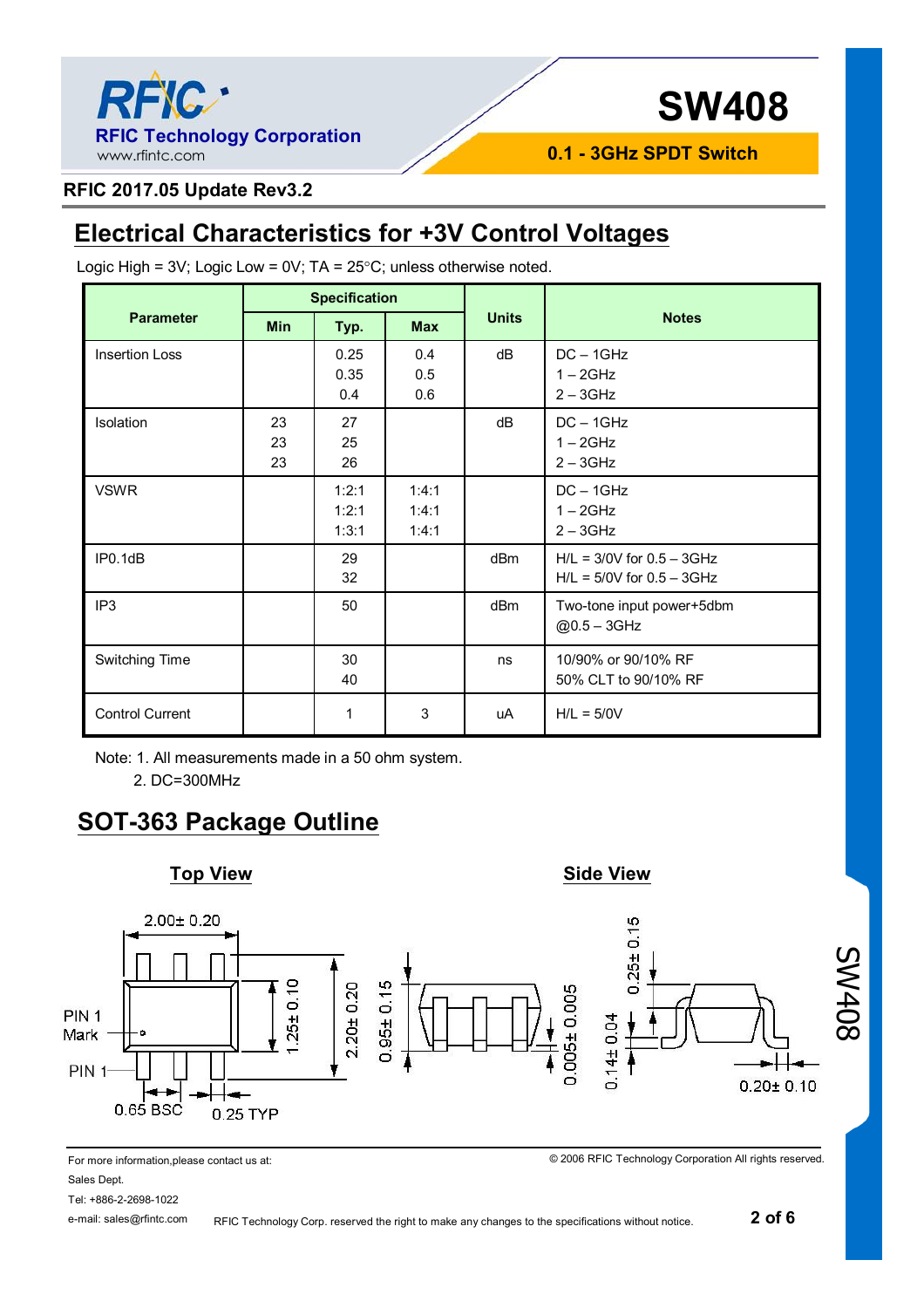**RFIC 2017.05 Update Rev3.2**

## Electrical Characteristics for +3V Control Voltages

Logic High = 3V; Logic Low = 0V; TA = 25°C; unless otherwise noted.

| Parameter | Specification | | | Units | Notes |
|---|---|---|---|---|---|
| | Min | Typ. | Max | | |
| Insertion Loss | | 0.25<br>0.35<br>0.4 | 0.4<br>0.5<br>0.6 | dB | DC – 1GHz<br>1 – 2GHz<br>2 – 3GHz |
| Isolation | 23<br>23<br>23 | 27<br>25<br>26 | | dB | DC – 1GHz<br>1 – 2GHz<br>2 – 3GHz |
| VSWR | | 1:2:1<br>1:2:1<br>1:3:1 | 1:4:1<br>1:4:1<br>1:4:1 | | DC – 1GHz<br>1 – 2GHz<br>2 – 3GHz |
| IP0.1dB | | 29<br>32 | | dBm | H/L = 3/0V for 0.5 – 3GHz<br>H/L = 5/0V for 0.5 – 3GHz |
| IP3 | | 50 | | dBm | Two-tone input power+5dbm @0.5 – 3GHz |
| Switching Time | | 30<br>40 | | ns | 10/90% or 90/10% RF<br>50% CLT to 90/10% RF |
| Control Current | | 1 | 3 | uA | H/L = 5/0V |

Note: 1. All measurements made in a 50 ohm system.
2. DC=300MHz

## SOT-363 Package Outline

**Top View**

2.00± 0.20

PIN 1 Mark

PIN 1

1.25± 0.10

2.20± 0.20

0.65 BSC

0.25 TYP

0.95± 0.15

0.005± 0.005

**Side View**

0.25± 0.15

0.14± 0.04

0.20± 0.10

For more information,please contact us at:
Sales Dept.
Tel: +886-2-2698-1022
e-mail: sales@rfintc.com

© 2006 RFIC Technology Corporation All rights reserved.

RFIC Technology Corp. reserved the right to make any changes to the specifications without notice.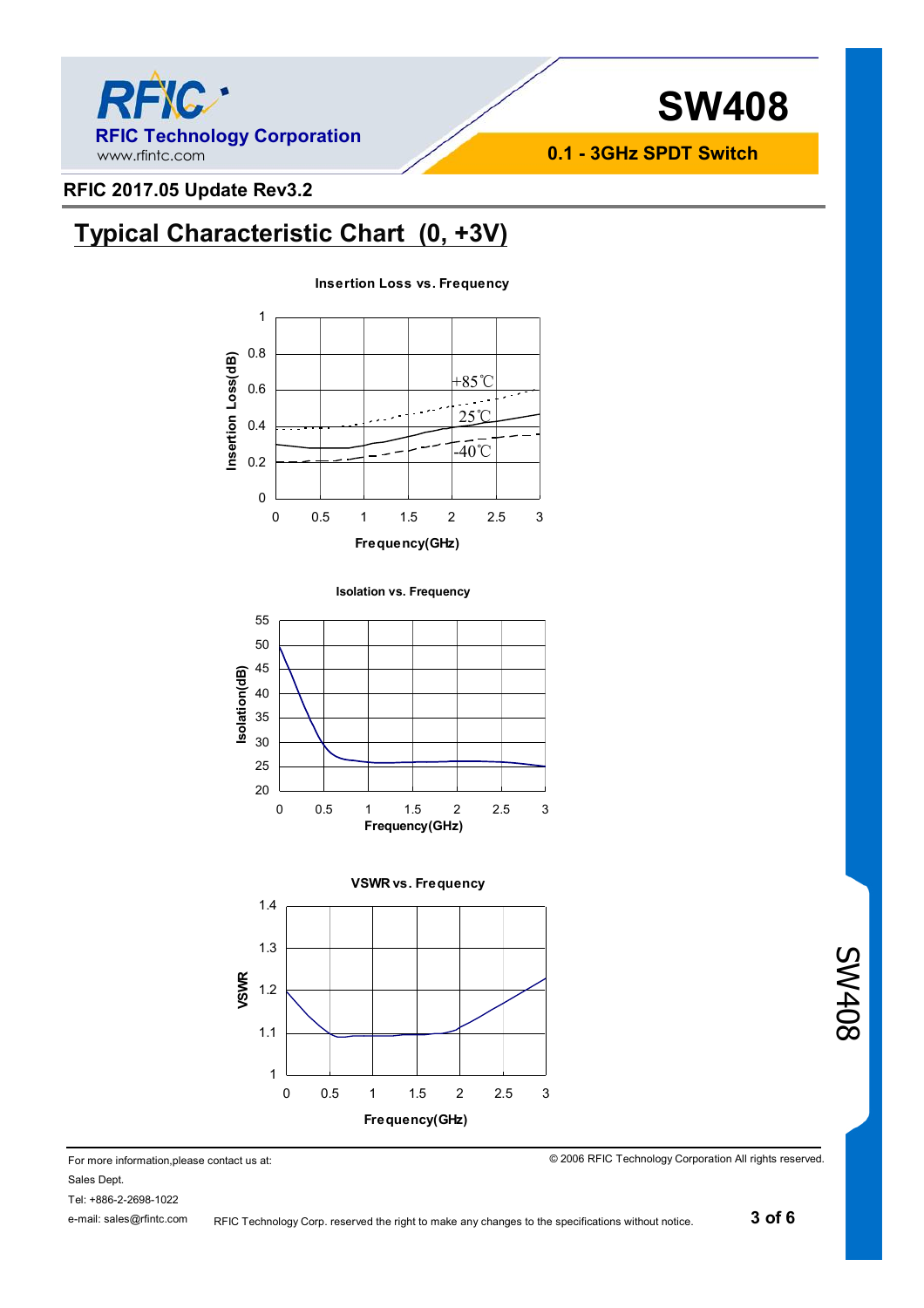## Typical Characteristic Chart (0, +3V)

**Insertion Loss vs. Frequency**

**Isolation vs. Frequency**

**VSWR vs. Frequency**

For more information,please contact us at:

Sales Dept.

Tel: +886-2-2698-1022

e-mail: sales@rfintc.com

© 2006 RFIC Technology Corporation All rights reserved.

RFIC Technology Corp. reserved the right to make any changes to the specifications without notice.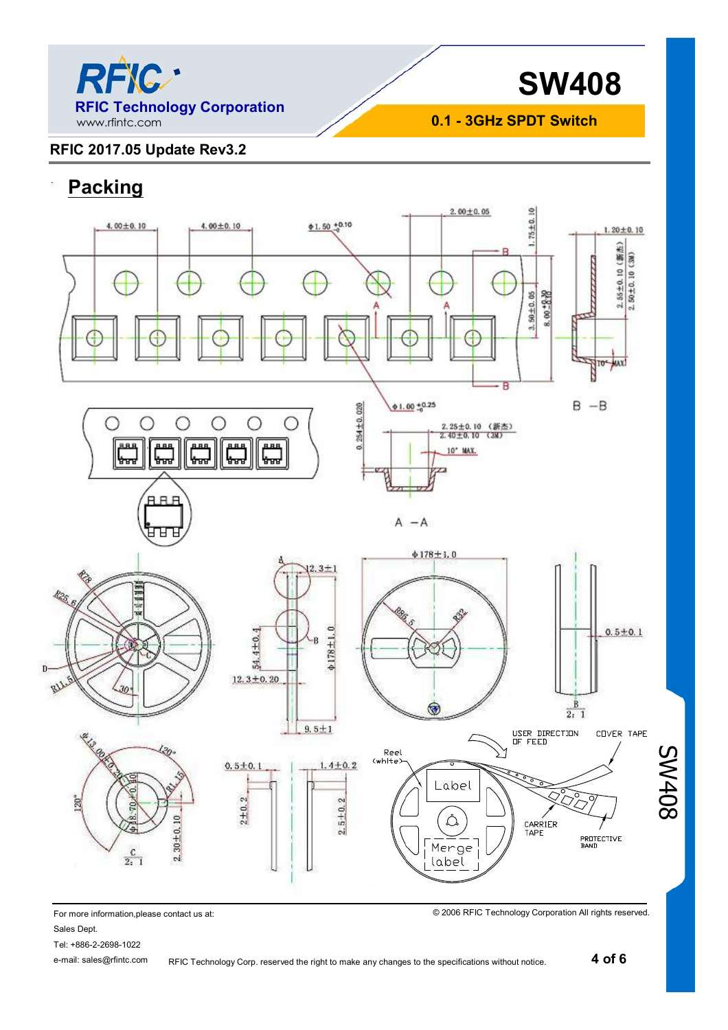## Packing

4.00±0.10 4.00±0.10 Φ1.50 $^{+0.10}_{-0}$ 2.00±0.05 1.75±0.10 1.20±0.10

3.50±0.05 8.00 $^{+0.30}_{-0.10}$ 2.55±0.10 (新杰) 2.50±0.10 (3M) 10° MAX

Φ1.00 $^{+0.25}_{-0}$ B －B

0.254±0.020 2.25±0.10 (新杰) 2.40±0.10 (3M) 10° MAX.

A －A

Φ178±1.0 R78 R25.6 R11.5 D 30° 12.3±1 54.4±0.4 Φ178±1.0 12.3±0.20 9.5±1 R86.5 R32 0.5±0.1 B 2:1

Φ13.00±0.20 120° 120° Φ18.70±0.10 R1.15 2.30±0.10 C 2:1 0.5±0.1 2±0.2 1.4±0.2 2.5±0.2

Reel (white) Label Merge label USER DIRECTION OF FEED COVER TAPE CARRIER TAPE PROTECTIVE BAND

For more information,please contact us at:
Sales Dept.
Tel: +886-2-2698-1022
e-mail: sales@rfintc.com

© 2006 RFIC Technology Corporation All rights reserved.

RFIC Technology Corp. reserved the right to make any changes to the specifications without notice.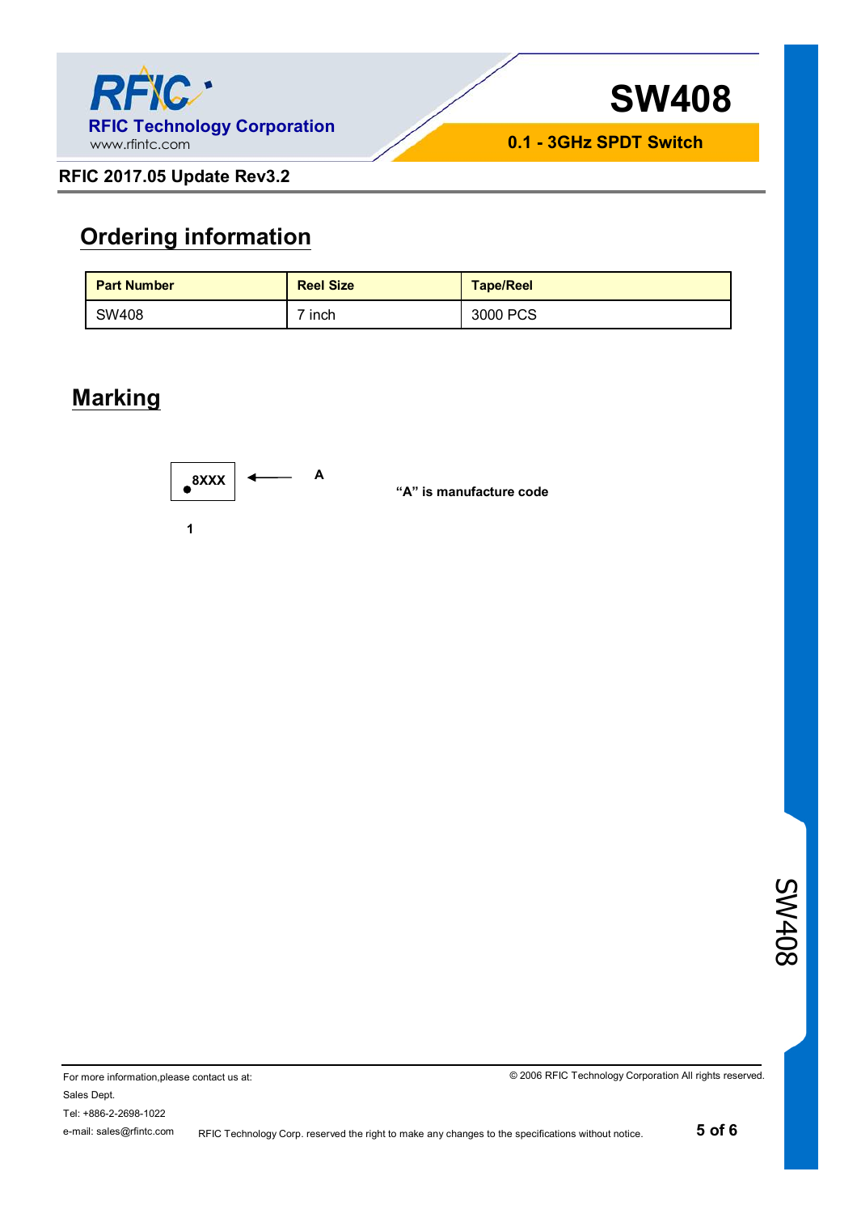## Ordering information

| Part Number | Reel Size | Tape/Reel |
|---|---|---|
| SW408 | 7 inch | 3000 PCS |

## Marking

8XXX ← A

1

**"A" is manufacture code**

For more information,please contact us at:

Sales Dept.

Tel: +886-2-2698-1022

e-mail: sales@rfintc.com

© 2006 RFIC Technology Corporation All rights reserved.

RFIC Technology Corp. reserved the right to make any changes to the specifications without notice.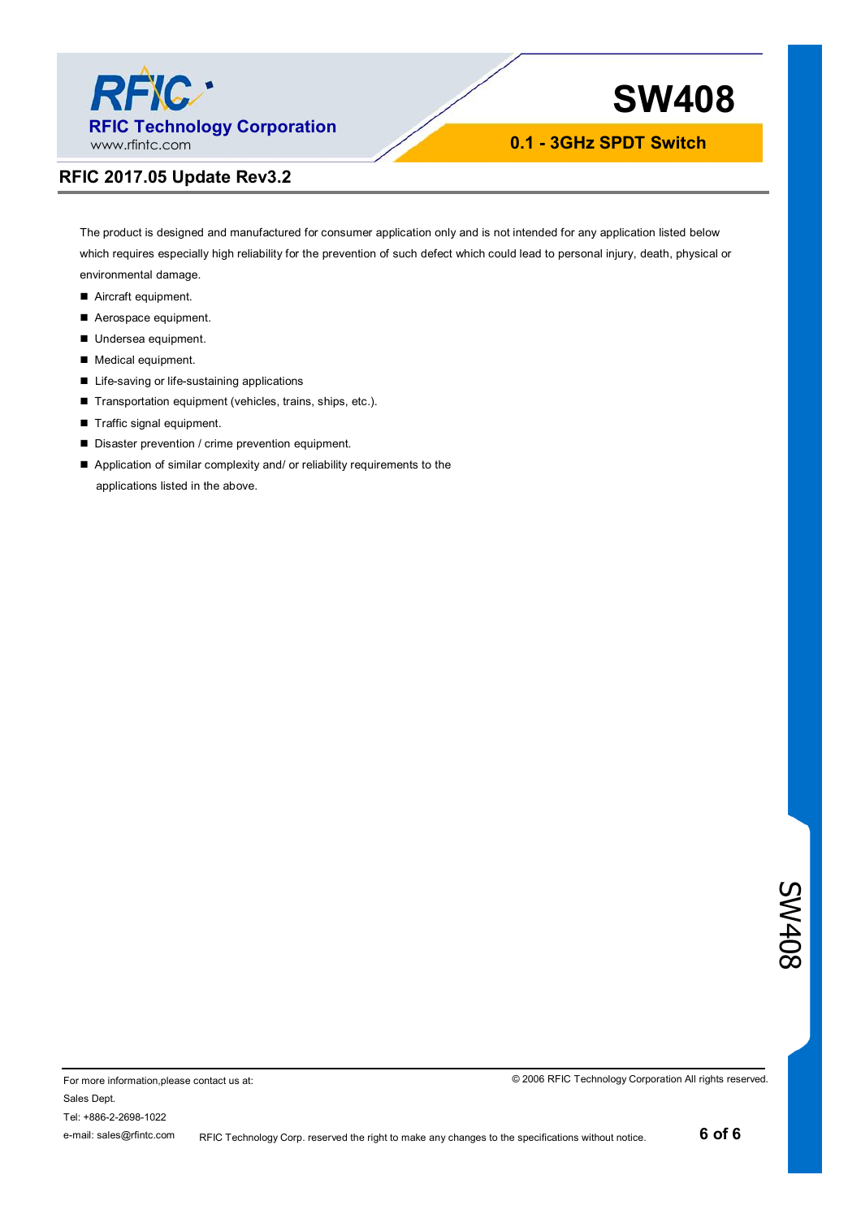The product is designed and manufactured for consumer application only and is not intended for any application listed below which requires especially high reliability for the prevention of such defect which could lead to personal injury, death, physical or environmental damage.

- Aircraft equipment.
- Aerospace equipment.
- Undersea equipment.
- Medical equipment.
- Life-saving or life-sustaining applications
- Transportation equipment (vehicles, trains, ships, etc.).
- Traffic signal equipment.
- Disaster prevention / crime prevention equipment.
- Application of similar complexity and/ or reliability requirements to the applications listed in the above.